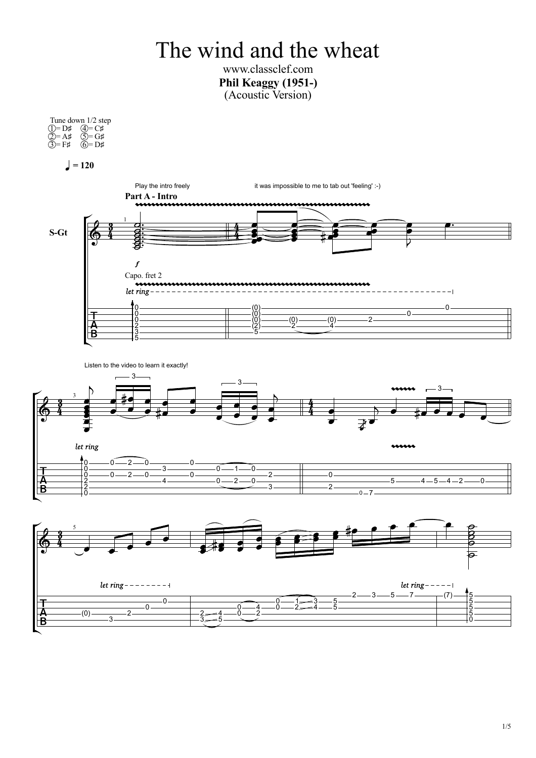# The wind and the wheat

www.classclef.com

**Phil Keaggy (1951-)**

(Acoustic Version)

Tune down 1/2 step
① = D♯ ④ = C♯
② = A♯ ⑤ = G♯
③ = F♯ ⑥ = D♯

♩ = 120

Play the intro freely

it was impossible to me to tab out 'feeling' :-)

**Part A - Intro**

S-Gt

Capo. fret 2

*let ring*

Listen to the video to learn it exactly!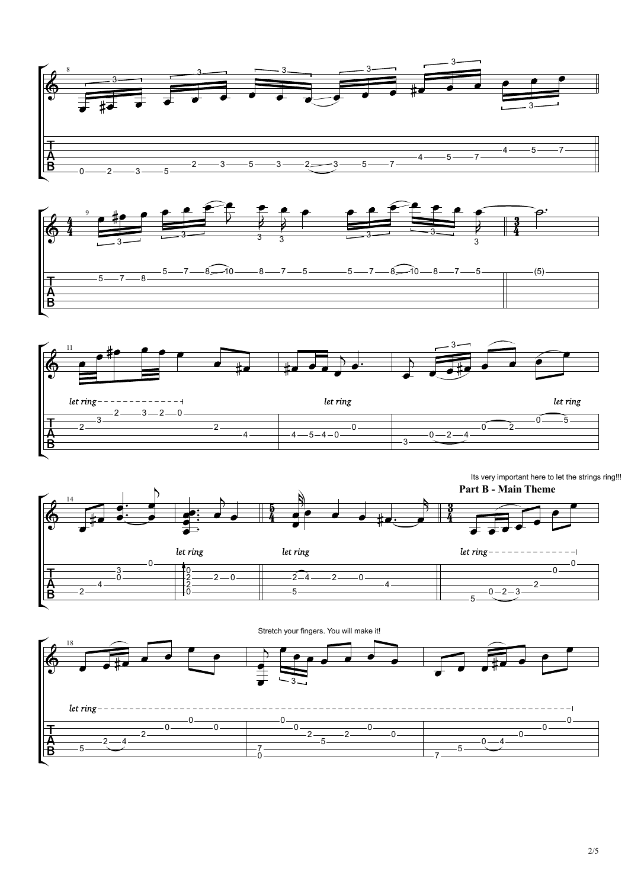Its very important here to let the strings ring!!!

**Part B - Main Theme**

*let ring*

Stretch your fingers. You will make it!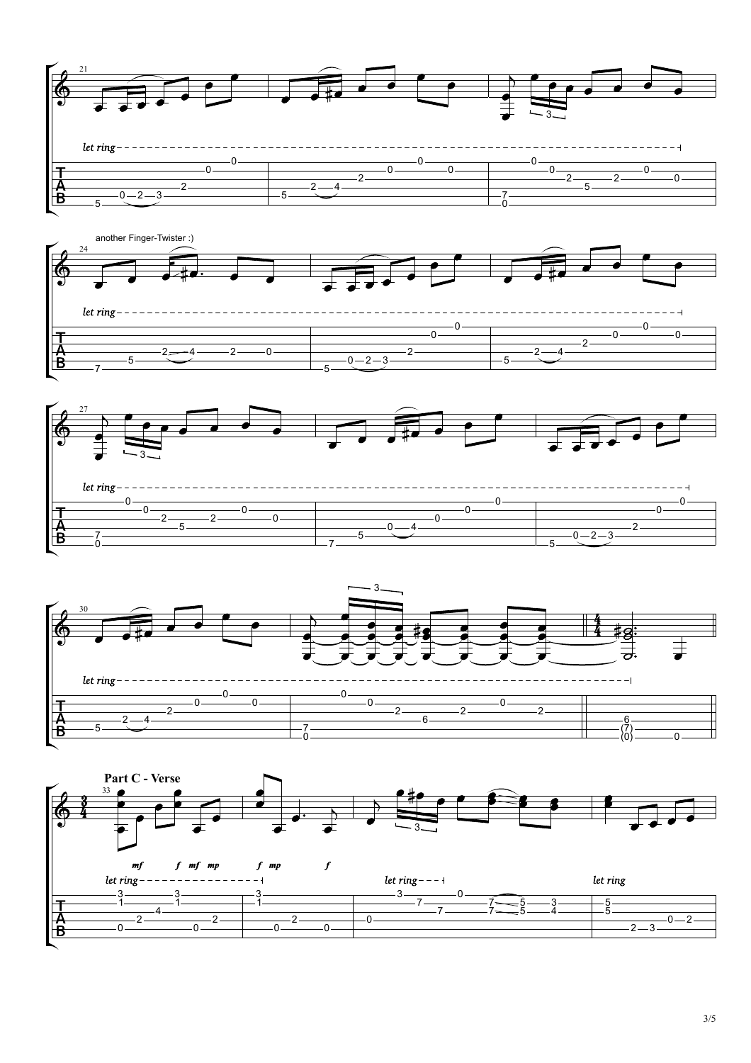another Finger-Twister :)

**Part C - Verse**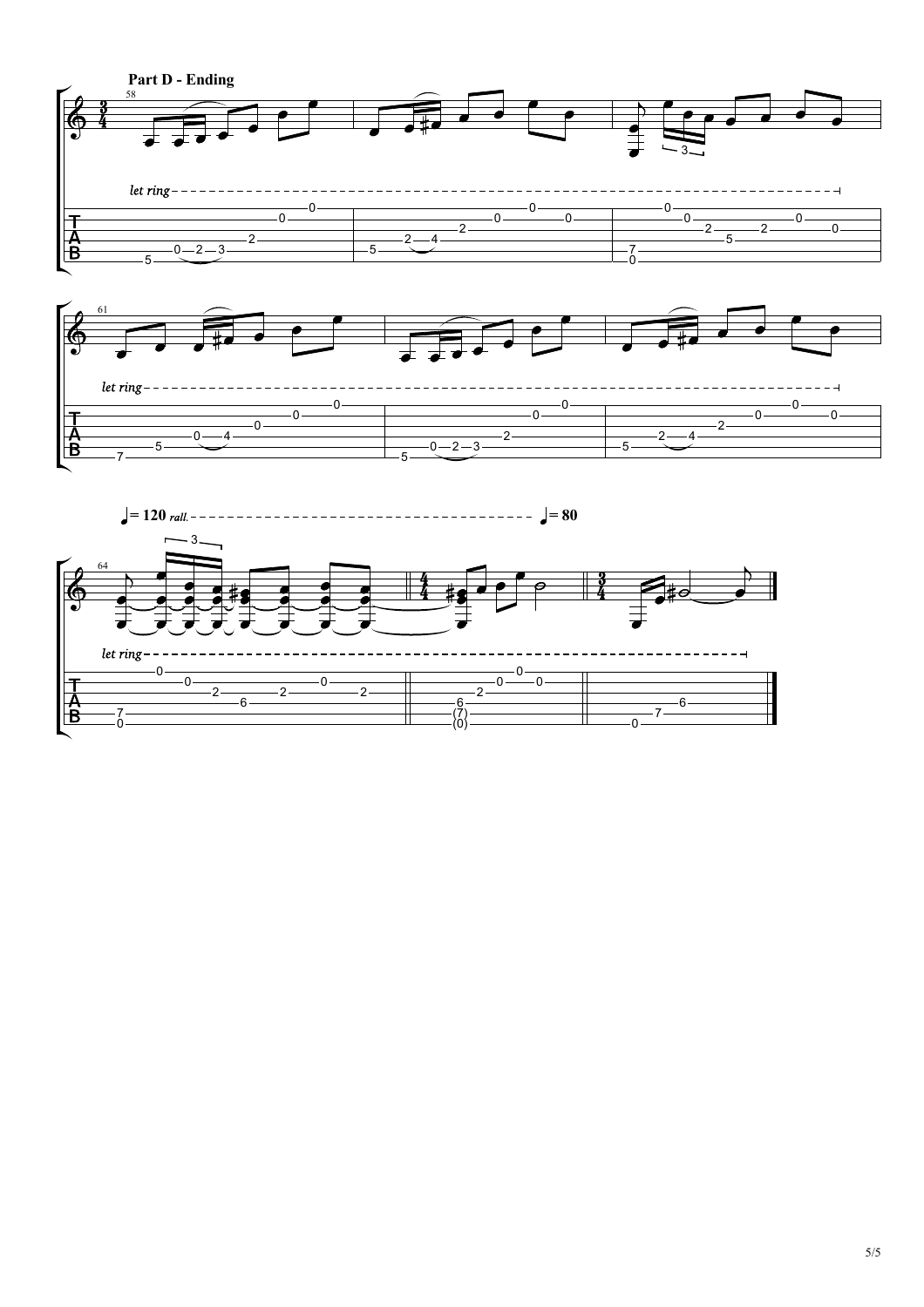**Part D - Ending**

*let ring*

♩= 120 *rall.* ♩= 80

*let ring*